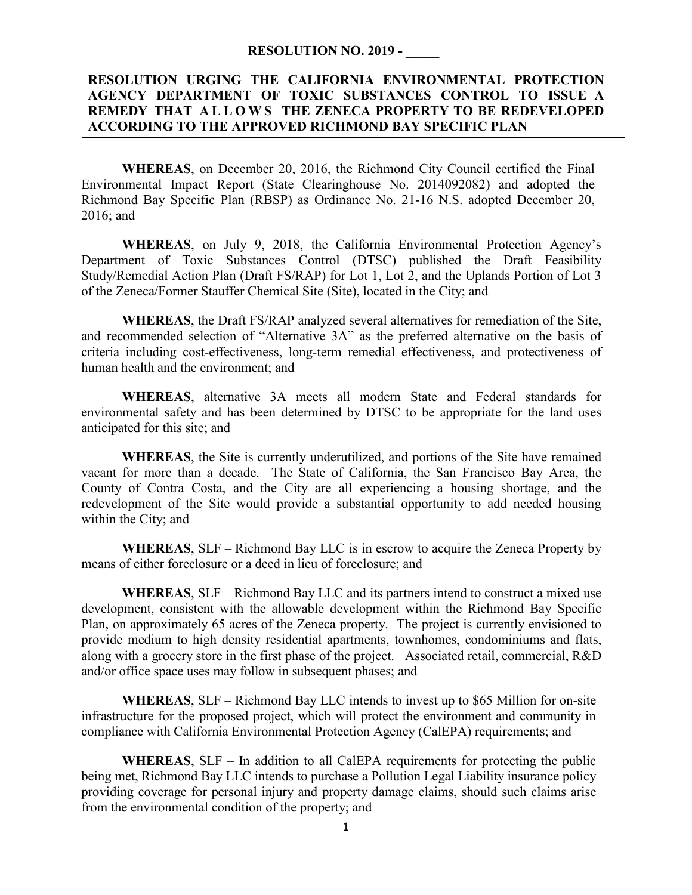**RESOLUTION NO. 2019 - _____**

**RESOLUTION URGING THE CALIFORNIA ENVIRONMENTAL PROTECTION AGENCY DEPARTMENT OF TOXIC SUBSTANCES CONTROL TO ISSUE A REMEDY THAT ALLOWS THE ZENECA PROPERTY TO BE REDEVELOPED ACCORDING TO THE APPROVED RICHMOND BAY SPECIFIC PLAN**

**WHEREAS**, on December 20, 2016, the Richmond City Council certified the Final Environmental Impact Report (State Clearinghouse No. 2014092082) and adopted the Richmond Bay Specific Plan (RBSP) as Ordinance No. 21-16 N.S. adopted December 20, 2016; and

**WHEREAS**, on July 9, 2018, the California Environmental Protection Agency's Department of Toxic Substances Control (DTSC) published the Draft Feasibility Study/Remedial Action Plan (Draft FS/RAP) for Lot 1, Lot 2, and the Uplands Portion of Lot 3 of the Zeneca/Former Stauffer Chemical Site (Site), located in the City; and

**WHEREAS**, the Draft FS/RAP analyzed several alternatives for remediation of the Site, and recommended selection of "Alternative 3A" as the preferred alternative on the basis of criteria including cost-effectiveness, long-term remedial effectiveness, and protectiveness of human health and the environment; and

**WHEREAS**, alternative 3A meets all modern State and Federal standards for environmental safety and has been determined by DTSC to be appropriate for the land uses anticipated for this site; and

**WHEREAS**, the Site is currently underutilized, and portions of the Site have remained vacant for more than a decade. The State of California, the San Francisco Bay Area, the County of Contra Costa, and the City are all experiencing a housing shortage, and the redevelopment of the Site would provide a substantial opportunity to add needed housing within the City; and

**WHEREAS**, SLF – Richmond Bay LLC is in escrow to acquire the Zeneca Property by means of either foreclosure or a deed in lieu of foreclosure; and

**WHEREAS**, SLF – Richmond Bay LLC and its partners intend to construct a mixed use development, consistent with the allowable development within the Richmond Bay Specific Plan, on approximately 65 acres of the Zeneca property. The project is currently envisioned to provide medium to high density residential apartments, townhomes, condominiums and flats, along with a grocery store in the first phase of the project. Associated retail, commercial, R&D and/or office space uses may follow in subsequent phases; and

**WHEREAS**, SLF – Richmond Bay LLC intends to invest up to $65 Million for on-site infrastructure for the proposed project, which will protect the environment and community in compliance with California Environmental Protection Agency (CalEPA) requirements; and

**WHEREAS**, SLF – In addition to all CalEPA requirements for protecting the public being met, Richmond Bay LLC intends to purchase a Pollution Legal Liability insurance policy providing coverage for personal injury and property damage claims, should such claims arise from the environmental condition of the property; and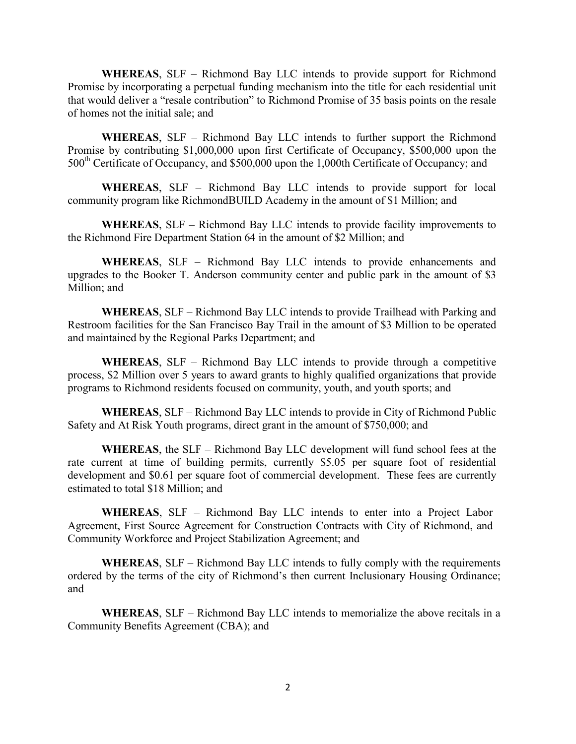**WHEREAS**, SLF – Richmond Bay LLC intends to provide support for Richmond Promise by incorporating a perpetual funding mechanism into the title for each residential unit that would deliver a "resale contribution" to Richmond Promise of 35 basis points on the resale of homes not the initial sale; and

**WHEREAS**, SLF – Richmond Bay LLC intends to further support the Richmond Promise by contributing $1,000,000 upon first Certificate of Occupancy, $500,000 upon the 500th Certificate of Occupancy, and $500,000 upon the 1,000th Certificate of Occupancy; and

**WHEREAS**, SLF – Richmond Bay LLC intends to provide support for local community program like RichmondBUILD Academy in the amount of $1 Million; and

**WHEREAS**, SLF – Richmond Bay LLC intends to provide facility improvements to the Richmond Fire Department Station 64 in the amount of $2 Million; and

**WHEREAS**, SLF – Richmond Bay LLC intends to provide enhancements and upgrades to the Booker T. Anderson community center and public park in the amount of $3 Million; and

**WHEREAS**, SLF – Richmond Bay LLC intends to provide Trailhead with Parking and Restroom facilities for the San Francisco Bay Trail in the amount of $3 Million to be operated and maintained by the Regional Parks Department; and

**WHEREAS**, SLF – Richmond Bay LLC intends to provide through a competitive process, $2 Million over 5 years to award grants to highly qualified organizations that provide programs to Richmond residents focused on community, youth, and youth sports; and

**WHEREAS**, SLF – Richmond Bay LLC intends to provide in City of Richmond Public Safety and At Risk Youth programs, direct grant in the amount of $750,000; and

**WHEREAS**, the SLF – Richmond Bay LLC development will fund school fees at the rate current at time of building permits, currently $5.05 per square foot of residential development and $0.61 per square foot of commercial development. These fees are currently estimated to total $18 Million; and

**WHEREAS**, SLF – Richmond Bay LLC intends to enter into a Project Labor Agreement, First Source Agreement for Construction Contracts with City of Richmond, and Community Workforce and Project Stabilization Agreement; and

**WHEREAS**, SLF – Richmond Bay LLC intends to fully comply with the requirements ordered by the terms of the city of Richmond's then current Inclusionary Housing Ordinance; and

**WHEREAS**, SLF – Richmond Bay LLC intends to memorialize the above recitals in a Community Benefits Agreement (CBA); and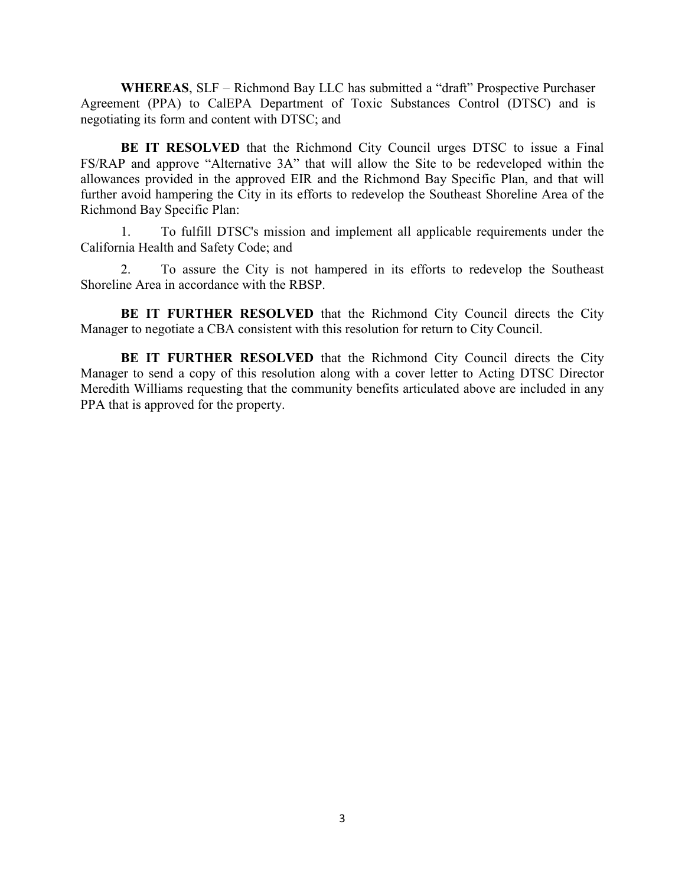**WHEREAS**, SLF – Richmond Bay LLC has submitted a "draft" Prospective Purchaser Agreement (PPA) to CalEPA Department of Toxic Substances Control (DTSC) and is negotiating its form and content with DTSC; and

**BE IT RESOLVED** that the Richmond City Council urges DTSC to issue a Final FS/RAP and approve "Alternative 3A" that will allow the Site to be redeveloped within the allowances provided in the approved EIR and the Richmond Bay Specific Plan, and that will further avoid hampering the City in its efforts to redevelop the Southeast Shoreline Area of the Richmond Bay Specific Plan:

1. To fulfill DTSC's mission and implement all applicable requirements under the California Health and Safety Code; and

2. To assure the City is not hampered in its efforts to redevelop the Southeast Shoreline Area in accordance with the RBSP.

**BE IT FURTHER RESOLVED** that the Richmond City Council directs the City Manager to negotiate a CBA consistent with this resolution for return to City Council.

**BE IT FURTHER RESOLVED** that the Richmond City Council directs the City Manager to send a copy of this resolution along with a cover letter to Acting DTSC Director Meredith Williams requesting that the community benefits articulated above are included in any PPA that is approved for the property.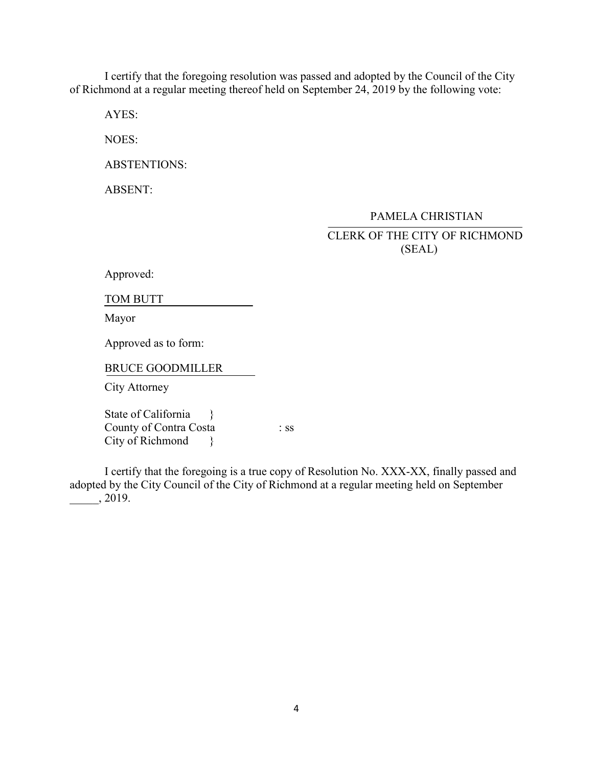I certify that the foregoing resolution was passed and adopted by the Council of the City of Richmond at a regular meeting thereof held on September 24, 2019 by the following vote:

AYES:

NOES:

ABSTENTIONS:

ABSENT:

PAMELA CHRISTIAN

CLERK OF THE CITY OF RICHMOND
(SEAL)

Approved:

TOM BUTT

Mayor

Approved as to form:

BRUCE GOODMILLER

City Attorney

State of California }
County of Contra Costa : ss
City of Richmond }

I certify that the foregoing is a true copy of Resolution No. XXX-XX, finally passed and adopted by the City Council of the City of Richmond at a regular meeting held on September _____, 2019.